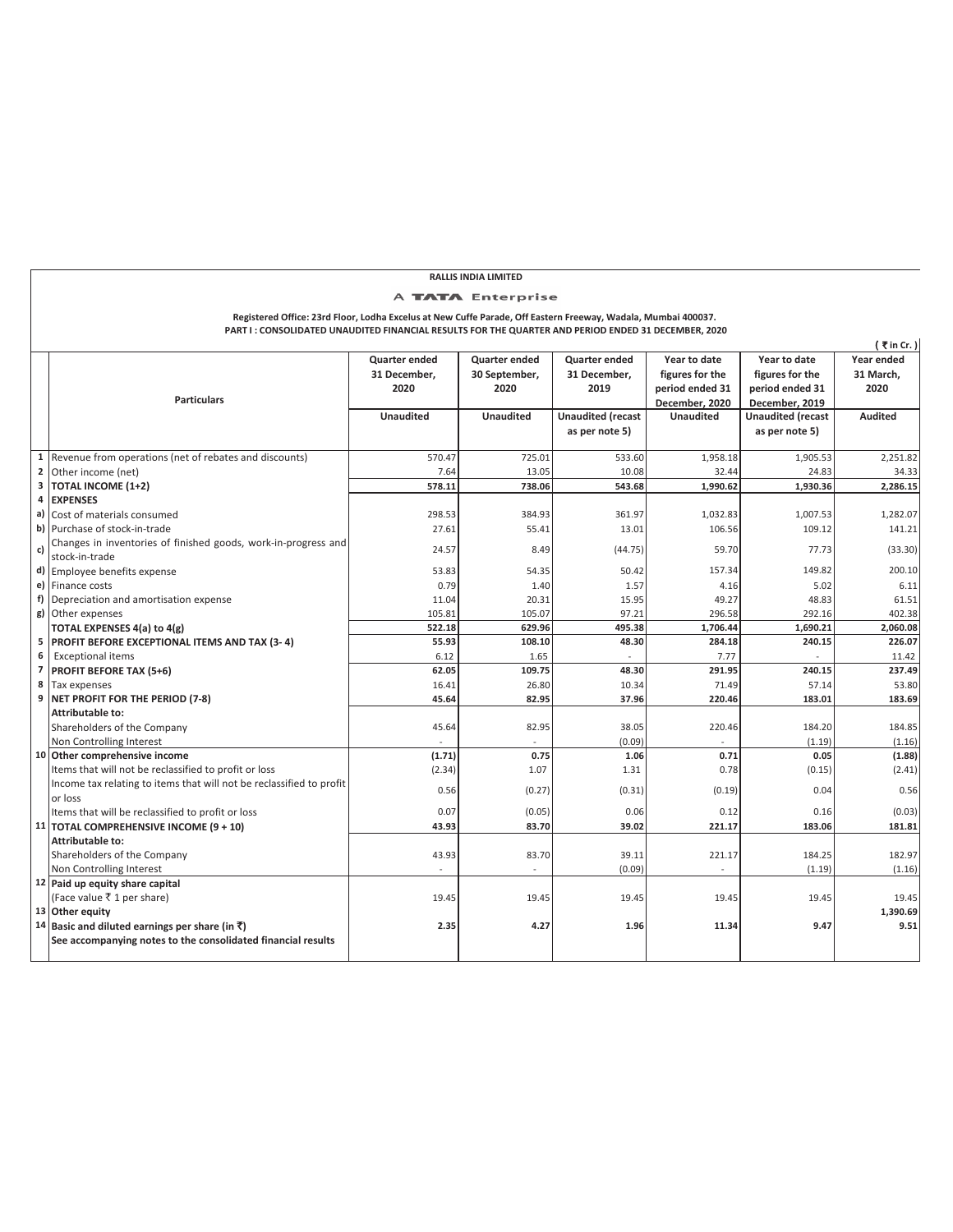**RALLIS INDIA LIMITED**

**A TATA Enterprise**

**Registered Office: 23rd Floor, Lodha Excelus at New Cuffe Parade, Off Eastern Freeway, Wadala, Mumbai 400037.**
**PART I : CONSOLIDATED UNAUDITED FINANCIAL RESULTS FOR THE QUARTER AND PERIOD ENDED 31 DECEMBER, 2020**

( ₹ in Cr. )

| | Particulars | Quarter ended 31 December, 2020 | Quarter ended 30 September, 2020 | Quarter ended 31 December, 2019 | Year to date figures for the period ended 31 December, 2020 | Year to date figures for the period ended 31 December, 2019 | Year ended 31 March, 2020 |
|---|---|---|---|---|---|---|---|
| | | Unaudited | Unaudited | Unaudited (recast as per note 5) | Unaudited | Unaudited (recast as per note 5) | Audited |
| 1 | Revenue from operations (net of rebates and discounts) | 570.47 | 725.01 | 533.60 | 1,958.18 | 1,905.53 | 2,251.82 |
| 2 | Other income (net) | 7.64 | 13.05 | 10.08 | 32.44 | 24.83 | 34.33 |
| 3 | **TOTAL INCOME (1+2)** | **578.11** | **738.06** | **543.68** | **1,990.62** | **1,930.36** | **2,286.15** |
| 4 | **EXPENSES** | | | | | | |
| a) | Cost of materials consumed | 298.53 | 384.93 | 361.97 | 1,032.83 | 1,007.53 | 1,282.07 |
| b) | Purchase of stock-in-trade | 27.61 | 55.41 | 13.01 | 106.56 | 109.12 | 141.21 |
| c) | Changes in inventories of finished goods, work-in-progress and stock-in-trade | 24.57 | 8.49 | (44.75) | 59.70 | 77.73 | (33.30) |
| d) | Employee benefits expense | 53.83 | 54.35 | 50.42 | 157.34 | 149.82 | 200.10 |
| e) | Finance costs | 0.79 | 1.40 | 1.57 | 4.16 | 5.02 | 6.11 |
| f) | Depreciation and amortisation expense | 11.04 | 20.31 | 15.95 | 49.27 | 48.83 | 61.51 |
| g) | Other expenses | 105.81 | 105.07 | 97.21 | 296.58 | 292.16 | 402.38 |
| | **TOTAL EXPENSES 4(a) to 4(g)** | **522.18** | **629.96** | **495.38** | **1,706.44** | **1,690.21** | **2,060.08** |
| 5 | **PROFIT BEFORE EXCEPTIONAL ITEMS AND TAX (3- 4)** | **55.93** | **108.10** | **48.30** | **284.18** | **240.15** | **226.07** |
| 6 | Exceptional items | 6.12 | 1.65 | - | 7.77 | - | 11.42 |
| 7 | **PROFIT BEFORE TAX (5+6)** | **62.05** | **109.75** | **48.30** | **291.95** | **240.15** | **237.49** |
| 8 | Tax expenses | 16.41 | 26.80 | 10.34 | 71.49 | 57.14 | 53.80 |
| 9 | **NET PROFIT FOR THE PERIOD (7-8)** | **45.64** | **82.95** | **37.96** | **220.46** | **183.01** | **183.69** |
| | **Attributable to:** | | | | | | |
| | Shareholders of the Company | 45.64 | 82.95 | 38.05 | 220.46 | 184.20 | 184.85 |
| | Non Controlling Interest | - | - | (0.09) | - | (1.19) | (1.16) |
| 10 | **Other comprehensive income** | **(1.71)** | **0.75** | **1.06** | **0.71** | **0.05** | **(1.88)** |
| | Items that will not be reclassified to profit or loss | (2.34) | 1.07 | 1.31 | 0.78 | (0.15) | (2.41) |
| | Income tax relating to items that will not be reclassified to profit or loss | 0.56 | (0.27) | (0.31) | (0.19) | 0.04 | 0.56 |
| | Items that will be reclassified to profit or loss | 0.07 | (0.05) | 0.06 | 0.12 | 0.16 | (0.03) |
| 11 | **TOTAL COMPREHENSIVE INCOME (9 + 10)** | **43.93** | **83.70** | **39.02** | **221.17** | **183.06** | **181.81** |
| | **Attributable to:** | | | | | | |
| | Shareholders of the Company | 43.93 | 83.70 | 39.11 | 221.17 | 184.25 | 182.97 |
| | Non Controlling Interest | - | - | (0.09) | - | (1.19) | (1.16) |
| 12 | **Paid up equity share capital** | | | | | | |
| | (Face value ₹ 1 per share) | 19.45 | 19.45 | 19.45 | 19.45 | 19.45 | 19.45 |
| 13 | **Other equity** | | | | | | **1,390.69** |
| 14 | **Basic and diluted earnings per share (in ₹)** | **2.35** | **4.27** | **1.96** | **11.34** | **9.47** | **9.51** |
| | **See accompanying notes to the consolidated financial results** | | | | | | |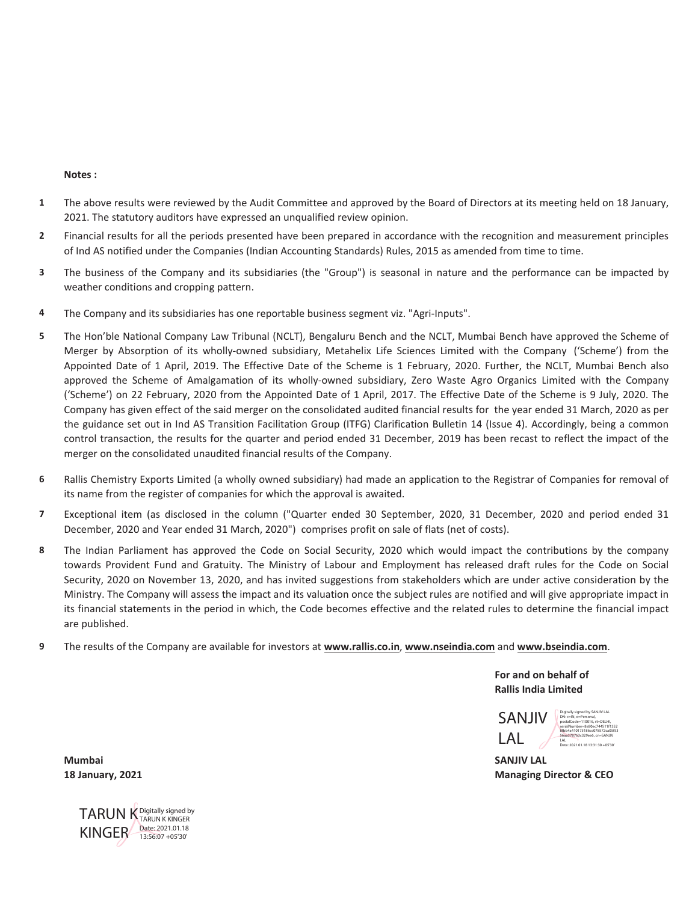**Notes :**

1. The above results were reviewed by the Audit Committee and approved by the Board of Directors at its meeting held on 18 January, 2021. The statutory auditors have expressed an unqualified review opinion.

2. Financial results for all the periods presented have been prepared in accordance with the recognition and measurement principles of Ind AS notified under the Companies (Indian Accounting Standards) Rules, 2015 as amended from time to time.

3. The business of the Company and its subsidiaries (the "Group") is seasonal in nature and the performance can be impacted by weather conditions and cropping pattern.

4. The Company and its subsidiaries has one reportable business segment viz. "Agri-Inputs".

5. The Hon'ble National Company Law Tribunal (NCLT), Bengaluru Bench and the NCLT, Mumbai Bench have approved the Scheme of Merger by Absorption of its wholly-owned subsidiary, Metahelix Life Sciences Limited with the Company ('Scheme') from the Appointed Date of 1 April, 2019. The Effective Date of the Scheme is 1 February, 2020. Further, the NCLT, Mumbai Bench also approved the Scheme of Amalgamation of its wholly-owned subsidiary, Zero Waste Agro Organics Limited with the Company ('Scheme') on 22 February, 2020 from the Appointed Date of 1 April, 2017. The Effective Date of the Scheme is 9 July, 2020. The Company has given effect of the said merger on the consolidated audited financial results for the year ended 31 March, 2020 as per the guidance set out in Ind AS Transition Facilitation Group (ITFG) Clarification Bulletin 14 (Issue 4). Accordingly, being a common control transaction, the results for the quarter and period ended 31 December, 2019 has been recast to reflect the impact of the merger on the consolidated unaudited financial results of the Company.

6. Rallis Chemistry Exports Limited (a wholly owned subsidiary) had made an application to the Registrar of Companies for removal of its name from the register of companies for which the approval is awaited.

7. Exceptional item (as disclosed in the column ("Quarter ended 30 September, 2020, 31 December, 2020 and period ended 31 December, 2020 and Year ended 31 March, 2020") comprises profit on sale of flats (net of costs).

8. The Indian Parliament has approved the Code on Social Security, 2020 which would impact the contributions by the company towards Provident Fund and Gratuity. The Ministry of Labour and Employment has released draft rules for the Code on Social Security, 2020 on November 13, 2020, and has invited suggestions from stakeholders which are under active consideration by the Ministry. The Company will assess the impact and its valuation once the subject rules are notified and will give appropriate impact in its financial statements in the period in which, the Code becomes effective and the related rules to determine the financial impact are published.

9. The results of the Company are available for investors at **www.rallis.co.in**, **www.nseindia.com** and **www.bseindia.com**.

**For and on behalf of**
**Rallis India Limited**

SANJIV LAL

Digitally signed by SANJIV LAL
Date: 2021.01.18 13:31:30 +05'30'

**SANJIV LAL**
**Managing Director & CEO**

**Mumbai**
**18 January, 2021**

TARUN K KINGER

Digitally signed by TARUN K KINGER
Date: 2021.01.18 13:56:07 +05'30'